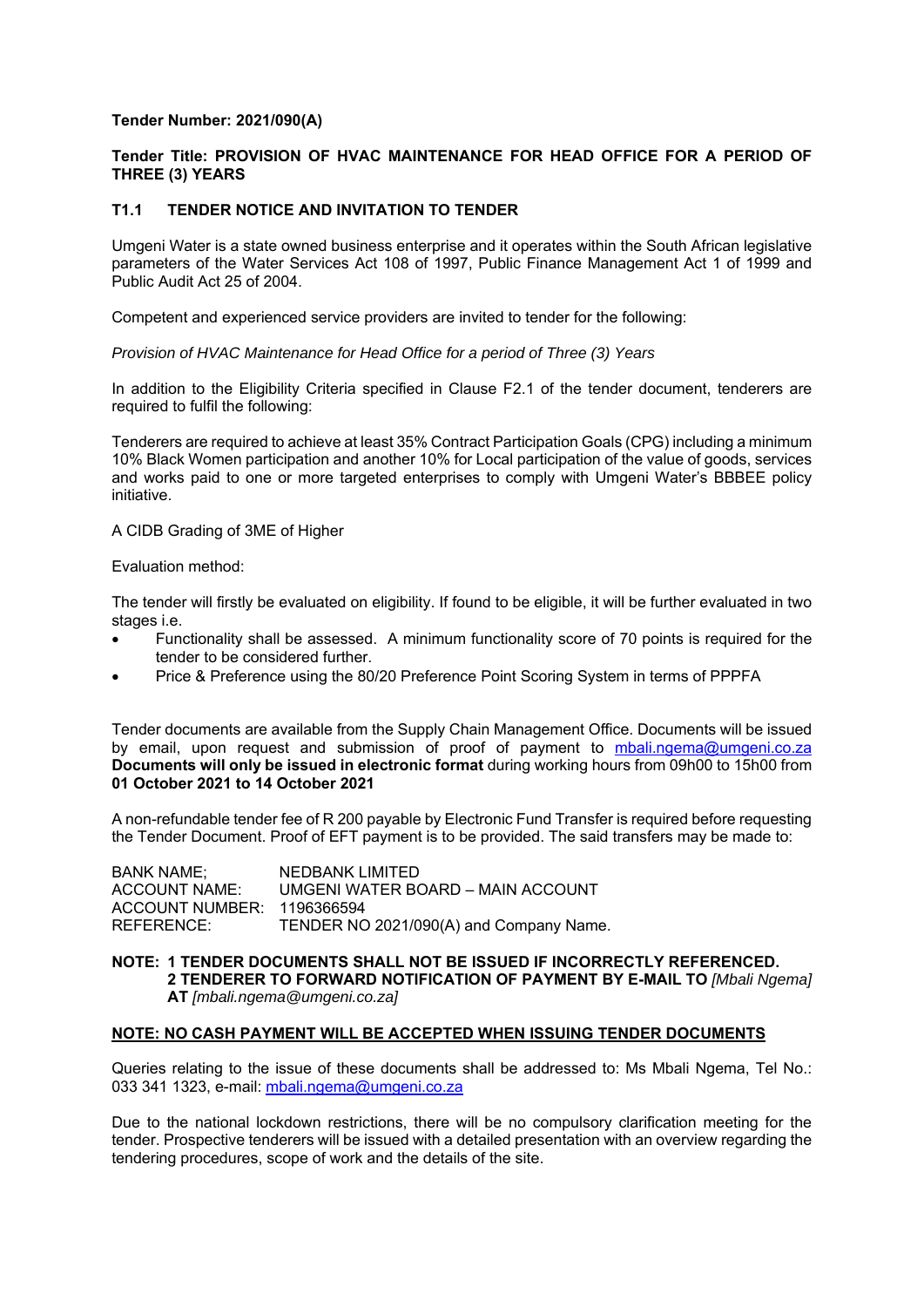**Tender Number: 2021/090(A)**

**Tender Title: PROVISION OF HVAC MAINTENANCE FOR HEAD OFFICE FOR A PERIOD OF THREE (3) YEARS**

## T1.1 TENDER NOTICE AND INVITATION TO TENDER

Umgeni Water is a state owned business enterprise and it operates within the South African legislative parameters of the Water Services Act 108 of 1997, Public Finance Management Act 1 of 1999 and Public Audit Act 25 of 2004.

Competent and experienced service providers are invited to tender for the following:

*Provision of HVAC Maintenance for Head Office for a period of Three (3) Years*

In addition to the Eligibility Criteria specified in Clause F2.1 of the tender document, tenderers are required to fulfil the following:

Tenderers are required to achieve at least 35% Contract Participation Goals (CPG) including a minimum 10% Black Women participation and another 10% for Local participation of the value of goods, services and works paid to one or more targeted enterprises to comply with Umgeni Water's BBBEE policy initiative.

A CIDB Grading of 3ME of Higher

Evaluation method:

The tender will firstly be evaluated on eligibility. If found to be eligible, it will be further evaluated in two stages i.e.

- Functionality shall be assessed. A minimum functionality score of 70 points is required for the tender to be considered further.
- Price & Preference using the 80/20 Preference Point Scoring System in terms of PPPFA

Tender documents are available from the Supply Chain Management Office. Documents will be issued by email, upon request and submission of proof of payment to mbali.ngema@umgeni.co.za **Documents will only be issued in electronic format** during working hours from 09h00 to 15h00 from **01 October 2021 to 14 October 2021**

A non-refundable tender fee of R 200 payable by Electronic Fund Transfer is required before requesting the Tender Document. Proof of EFT payment is to be provided. The said transfers may be made to:

BANK NAME; NEDBANK LIMITED
ACCOUNT NAME: UMGENI WATER BOARD – MAIN ACCOUNT
ACCOUNT NUMBER: 1196366594
REFERENCE: TENDER NO 2021/090(A) and Company Name.

**NOTE: 1 TENDER DOCUMENTS SHALL NOT BE ISSUED IF INCORRECTLY REFERENCED.**
**2 TENDERER TO FORWARD NOTIFICATION OF PAYMENT BY E-MAIL TO** *[Mbali Ngema]* **AT** *[mbali.ngema@umgeni.co.za]*

**NOTE: NO CASH PAYMENT WILL BE ACCEPTED WHEN ISSUING TENDER DOCUMENTS**

Queries relating to the issue of these documents shall be addressed to: Ms Mbali Ngema, Tel No.: 033 341 1323, e-mail: mbali.ngema@umgeni.co.za

Due to the national lockdown restrictions, there will be no compulsory clarification meeting for the tender. Prospective tenderers will be issued with a detailed presentation with an overview regarding the tendering procedures, scope of work and the details of the site.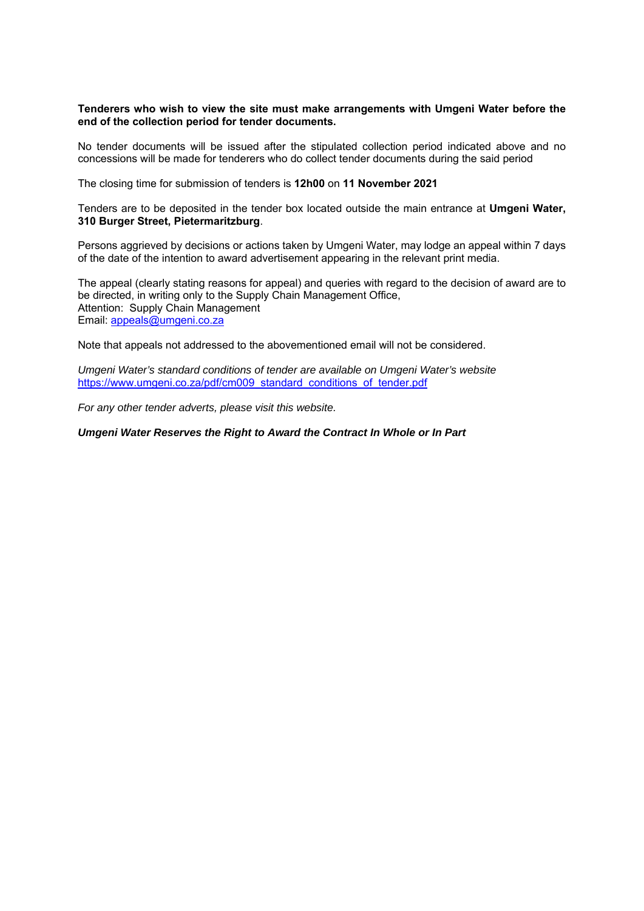**Tenderers who wish to view the site must make arrangements with Umgeni Water before the end of the collection period for tender documents.**

No tender documents will be issued after the stipulated collection period indicated above and no concessions will be made for tenderers who do collect tender documents during the said period

The closing time for submission of tenders is **12h00** on **11 November 2021**

Tenders are to be deposited in the tender box located outside the main entrance at **Umgeni Water, 310 Burger Street, Pietermaritzburg**.

Persons aggrieved by decisions or actions taken by Umgeni Water, may lodge an appeal within 7 days of the date of the intention to award advertisement appearing in the relevant print media.

The appeal (clearly stating reasons for appeal) and queries with regard to the decision of award are to be directed, in writing only to the Supply Chain Management Office,
Attention: Supply Chain Management
Email: appeals@umgeni.co.za

Note that appeals not addressed to the abovementioned email will not be considered.

*Umgeni Water's standard conditions of tender are available on Umgeni Water's website* https://www.umgeni.co.za/pdf/cm009_standard_conditions_of_tender.pdf

*For any other tender adverts, please visit this website.*

***Umgeni Water Reserves the Right to Award the Contract In Whole or In Part***